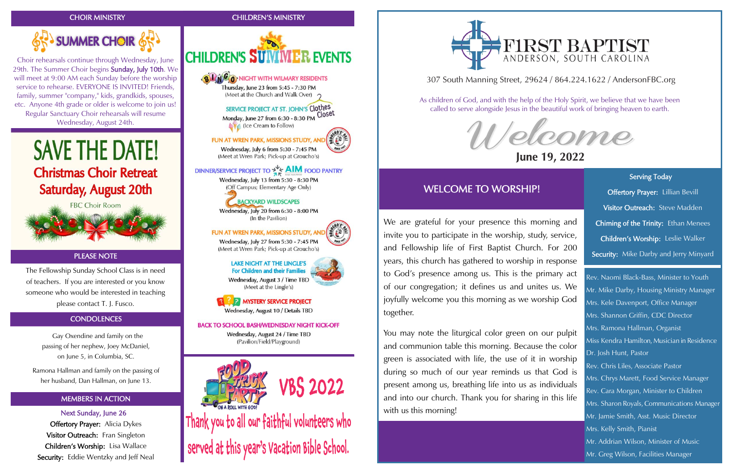## CHOIR MINISTRY

### SUMMER CHOIR

Choir rehearsals continue through Wednesday, June 29th. The Summer Choir begins **Sunday, July 10th**. We will meet at 9:00 AM each Sunday before the worship service to rehearse. EVERYONE IS INVITED! Friends, family, summer "company," kids, grandkids, spouses, etc. Anyone 4th grade or older is welcome to join us! Regular Sanctuary Choir rehearsals will resume Wednesday, August 24th.

### SAVE THE DATE!

**Christmas Choir Retreat**
**Saturday, August 20th**

FBC Choir Room

## PLEASE NOTE

The Fellowship Sunday School Class is in need of teachers. If you are interested or you know someone who would be interested in teaching please contact T. J. Fusco.

## CONDOLENCES

Gay Oxendine and family on the passing of her nephew, Joey McDaniel, on June 5, in Columbia, SC.

Ramona Hallman and family on the passing of her husband, Dan Hallman, on June 13.

## MEMBERS IN ACTION

Next Sunday, June 26

**Offertory Prayer:** Alicia Dykes
**Visitor Outreach:** Fran Singleton
**Children's Worship:** Lisa Wallace
**Security:** Eddie Wentzky and Jeff Neal

## CHILDREN'S MINISTRY

### CHILDREN'S SUMMER EVENTS

**BINGO NIGHT WITH WILMARY RESIDENTS**
Thursday, June 23 from 5:45 - 7:30 PM
(Meet at the Church and Walk Over)

**SERVICE PROJECT AT ST. JOHN'S Clothes Closet**
Monday, June 27 from 6:30 - 8:30 PM
(Ice Cream to Follow)

**FUN AT WREN PARK, MISSIONS STUDY, AND GROUCHO'S**
Wednesday, July 6 from 5:30 - 7:45 PM
(Meet at Wren Park; Pick-up at Groucho's)

**DINNER/SERVICE PROJECT TO AIM FOOD PANTRY**
Wednesday, July 13 from 5:30 - 8:30 PM
(Off Campus; Elementary Age Only)

**BACKYARD WILDSCAPES**
Wednesday, July 20 from 6:30 - 8:00 PM
(In the Pavilion)

**FUN AT WREN PARK, MISSIONS STUDY, AND GROUCHO'S**
Wednesday, July 27 from 5:30 - 7:45 PM
(Meet at Wren Park; Pick-up at Groucho's)

**LAKE NIGHT AT THE LINGLE'S**
**For Children and their Families**
Wednesday, August 3 / Time TBD
(Meet at the Lingle's)

**MYSTERY SERVICE PROJECT**
Wednesday, August 10 / Details TBD

**BACK TO SCHOOL BASH/WEDNESDAY NIGHT KICK-OFF**
Wednesday, August 24 / Time TBD
(Pavilion/Field/Playground)

### FOOD TRUCK PARTY — ON A ROLL WITH GOD! VBS 2022

Thank you to all our faithful volunteers who served at this year's Vacation Bible School.

# FIRST BAPTIST
ANDERSON, SOUTH CAROLINA

307 South Manning Street, 29624 / 864.224.1622 / AndersonFBC.org

As children of God, and with the help of the Holy Spirit, we believe that we have been called to serve alongside Jesus in the beautiful work of bringing heaven to earth.

# Welcome
**June 19, 2022**

## WELCOME TO WORSHIP!

We are grateful for your presence this morning and invite you to participate in the worship, study, service, and Fellowship life of First Baptist Church. For 200 years, this church has gathered to worship in response to God's presence among us. This is the primary act of our congregation; it defines us and unites us. We joyfully welcome you this morning as we worship God together.

You may note the liturgical color green on our pulpit and communion table this morning. Because the color green is associated with life, the use of it in worship during so much of our year reminds us that God is present among us, breathing life into us as individuals and into our church. Thank you for sharing in this life with us this morning!

## Serving Today

**Offertory Prayer:** Lillian Bevill
**Visitor Outreach:** Steve Madden
**Chiming of the Trinity:** Ethan Menees
**Children's Worship:** Leslie Walker
**Security:** Mike Darby and Jerry Minyard

Rev. Naomi Black-Bass, Minister to Youth
Mr. Mike Darby, Housing Ministry Manager
Mrs. Kele Davenport, Office Manager
Mrs. Shannon Griffin, CDC Director
Mrs. Ramona Hallman, Organist
Miss Kendra Hamilton, Musician in Residence
Dr. Josh Hunt, Pastor
Rev. Chris Liles, Associate Pastor
Mrs. Chrys Marett, Food Service Manager
Rev. Cara Morgan, Minister to Children
Mrs. Sharon Royals, Communications Manager
Mr. Jamie Smith, Asst. Music Director
Mrs. Kelly Smith, Pianist
Mr. Addrian Wilson, Minister of Music
Mr. Greg Wilson, Facilities Manager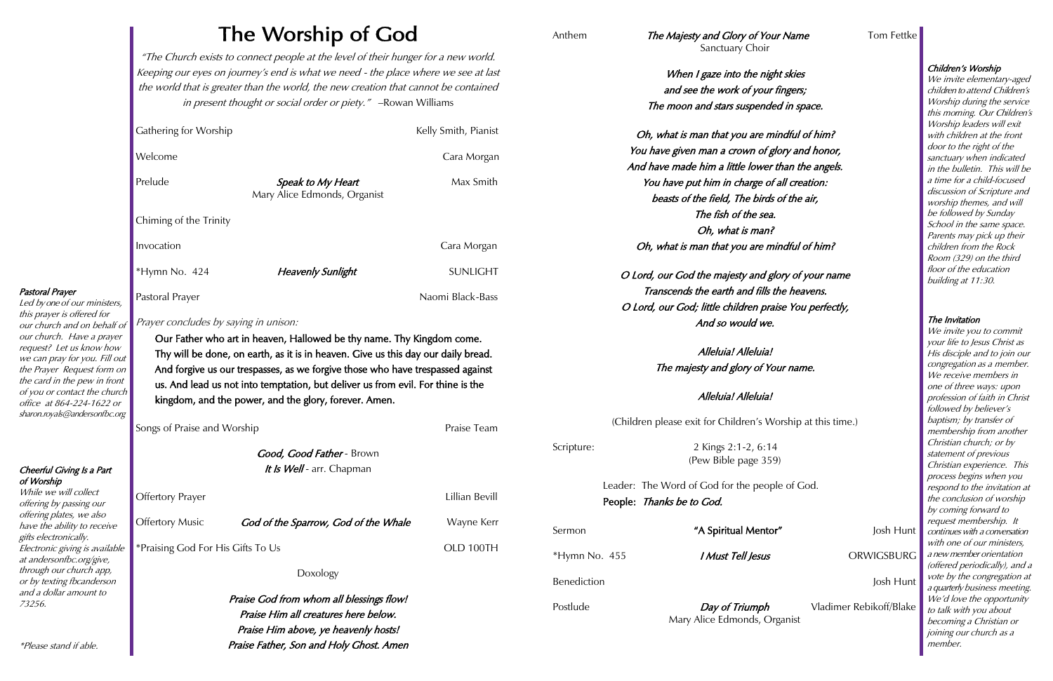# The Worship of God

*"The Church exists to connect people at the level of their hunger for a new world. Keeping our eyes on journey's end is what we need - the place where we see at last the world that is greater than the world, the new creation that cannot be contained in present thought or social order or piety."* –Rowan Williams

| | | |
|---|---|---|
| Gathering for Worship | | Kelly Smith, Pianist |
| Welcome | | Cara Morgan |
| Prelude | ***Speak to My Heart*** Mary Alice Edmonds, Organist | Max Smith |
| Chiming of the Trinity | | |
| Invocation | | Cara Morgan |
| *Hymn No. 424 | ***Heavenly Sunlight*** | SUNLIGHT |
| Pastoral Prayer | | Naomi Black-Bass |

*Prayer concludes by saying in unison:*

Our Father who art in heaven, Hallowed be thy name. Thy Kingdom come. Thy will be done, on earth, as it is in heaven. Give us this day our daily bread. And forgive us our trespasses, as we forgive those who have trespassed against us. And lead us not into temptation, but deliver us from evil. For thine is the kingdom, and the power, and the glory, forever. Amen.

| | | |
|---|---|---|
| Songs of Praise and Worship | | Praise Team |

***Good, Good Father*** - Brown
***It Is Well*** - arr. Chapman

| | | |
|---|---|---|
| Offertory Prayer | | Lillian Bevill |
| Offertory Music | ***God of the Sparrow, God of the Whale*** | Wayne Kerr |
| *Praising God For His Gifts To Us | | OLD 100TH |

Doxology

*Praise God from whom all blessings flow!*
*Praise Him all creatures here below.*
*Praise Him above, ye heavenly hosts!*
*Praise Father, Son and Holy Ghost. Amen*

| | | |
|---|---|---|
| Anthem | ***The Majesty and Glory of Your Name*** Sanctuary Choir | Tom Fettke |

*When I gaze into the night skies*
*and see the work of your fingers;*
*The moon and stars suspended in space.*

*Oh, what is man that you are mindful of him?*
*You have given man a crown of glory and honor,*
*And have made him a little lower than the angels.*
*You have put him in charge of all creation:*
*beasts of the field, The birds of the air,*
*The fish of the sea.*
*Oh, what is man?*
*Oh, what is man that you are mindful of him?*

*O Lord, our God the majesty and glory of your name*
*Transcends the earth and fills the heavens.*
*O Lord, our God; little children praise You perfectly,*
*And so would we.*

*Alleluia! Alleluia!*
*The majesty and glory of Your name.*

*Alleluia! Alleluia!*

(Children please exit for Children's Worship at this time.)

Scripture: 2 Kings 2:1-2, 6:14
(Pew Bible page 359)

Leader: The Word of God for the people of God.
People: *Thanks be to God.*

| | | |
|---|---|---|
| Sermon | **"A Spiritual Mentor"** | Josh Hunt |
| *Hymn No. 455 | ***I Must Tell Jesus*** | ORWIGSBURG |
| Benediction | | Josh Hunt |
| Postlude | ***Day of Triumph*** Mary Alice Edmonds, Organist | Vladimer Rebikoff/Blake |

***Pastoral Prayer***
*Led by one of our ministers, this prayer is offered for our church and on behalf of our church. Have a prayer request? Let us know how we can pray for you. Fill out the Prayer Request form on the card in the pew in front of you or contact the church office at 864-224-1622 or sharon.royals@andersonfbc.org*

***Cheerful Giving Is a Part of Worship***
*While we will collect offering by passing our offering plates, we also have the ability to receive gifts electronically. Electronic giving is available at andersonfbc.org/give, through our church app, or by texting fbcanderson and a dollar amount to 73256.*

**Please stand if able.*

***Children's Worship***
*We invite elementary-aged children to attend Children's Worship during the service this morning. Our Children's Worship leaders will exit with children at the front door to the right of the sanctuary when indicated in the bulletin. This will be a time for a child-focused discussion of Scripture and worship themes, and will be followed by Sunday School in the same space. Parents may pick up their children from the Rock Room (329) on the third floor of the education building at 11:30.*

***The Invitation***
*We invite you to commit your life to Jesus Christ as His disciple and to join our congregation as a member. We receive members in one of three ways: upon profession of faith in Christ followed by believer's baptism; by transfer of membership from another Christian church; or by statement of previous Christian experience. This process begins when you respond to the invitation at the conclusion of worship by coming forward to request membership. It continues with a conversation with one of our ministers, a new member orientation (offered periodically), and a vote by the congregation at a quarterly business meeting. We'd love the opportunity to talk with you about becoming a Christian or joining our church as a member.*